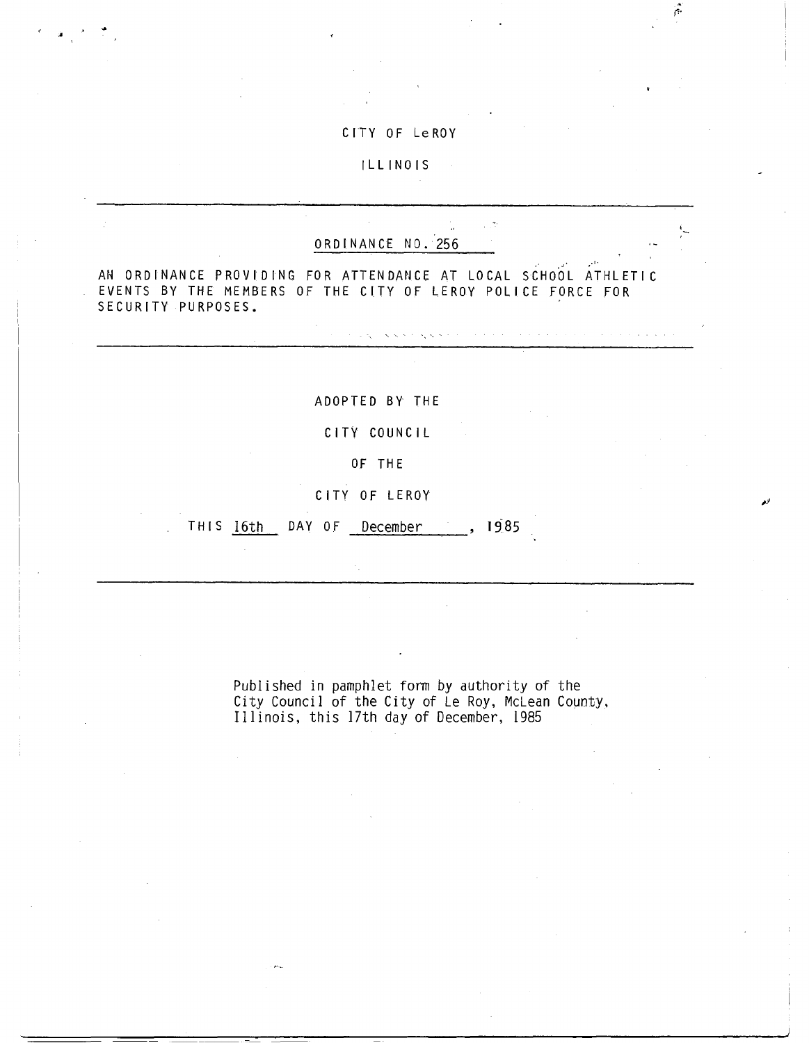CITY OF LeROY

ILLINOIS

---

## ORDINANCE NO. 256

AN ORDINANCE PROVIDING FOR ATTENDANCE AT LOCAL SCHOOL ATHLETIC EVENTS BY THE MEMBERS OF THE CITY OF LEROY POLICE FORCE FOR SECURITY PURPOSES.

---

ADOPTED BY THE

CITY COUNCIL

OF THE

CITY OF LEROY

THIS 16th DAY OF December, 1985

---

Published in pamphlet form by authority of the City Council of the City of Le Roy, McLean County, Illinois, this 17th day of December, 1985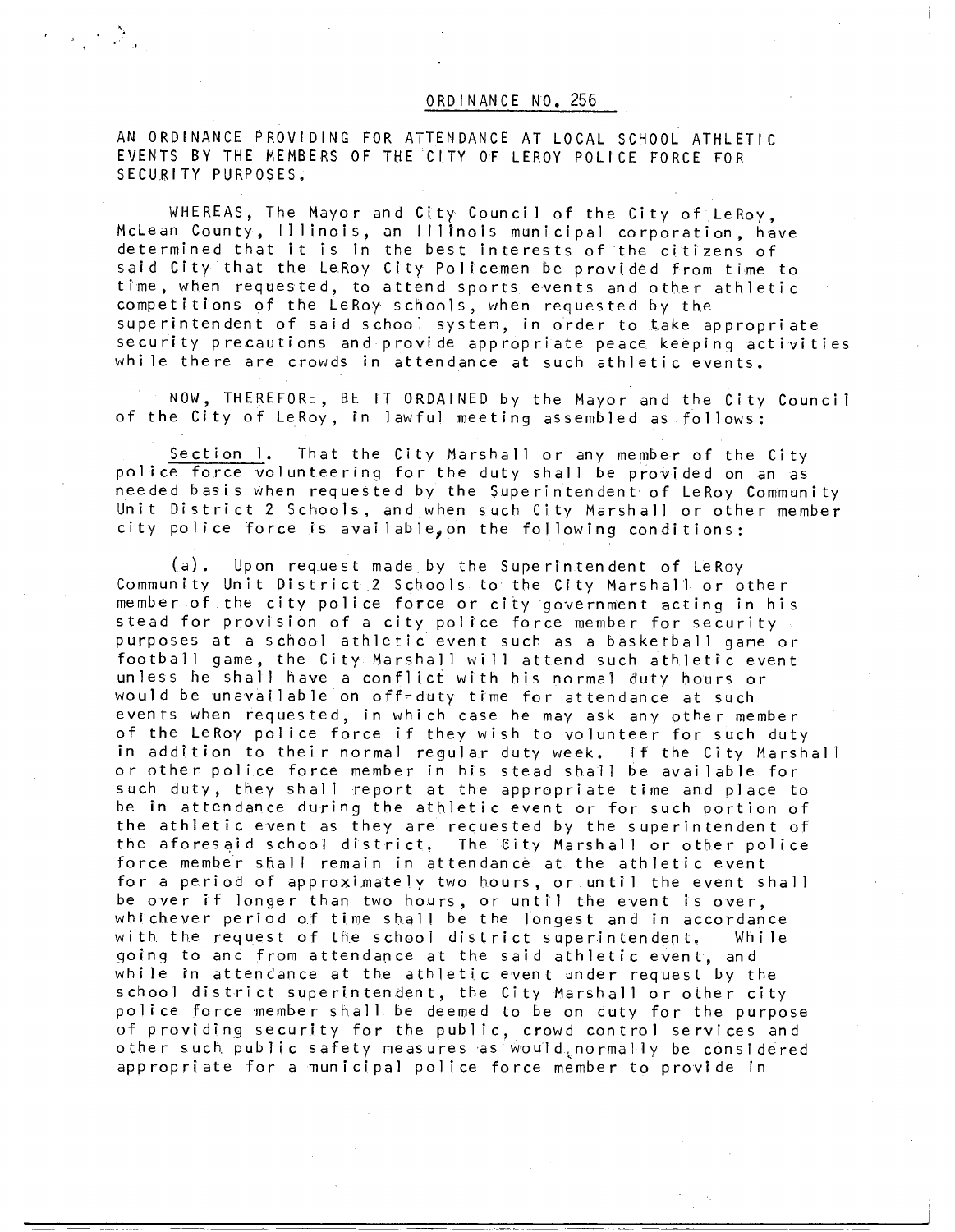ORDINANCE NO. 256

AN ORDINANCE PROVIDING FOR ATTENDANCE AT LOCAL SCHOOL ATHLETIC EVENTS BY THE MEMBERS OF THE CITY OF LEROY POLICE FORCE FOR SECURITY PURPOSES.

WHEREAS, The Mayor and City Council of the City of LeRoy, McLean County, Illinois, an Illinois municipal corporation, have determined that it is in the best interests of the citizens of said City that the LeRoy City Policemen be provided from time to time, when requested, to attend sports events and other athletic competitions of the LeRoy schools, when requested by the superintendent of said school system, in order to take appropriate security precautions and provide appropriate peace keeping activities while there are crowds in attendance at such athletic events.

NOW, THEREFORE, BE IT ORDAINED by the Mayor and the City Council of the City of LeRoy, in lawful meeting assembled as follows:

Section 1. That the City Marshall or any member of the City police force volunteering for the duty shall be provided on an as needed basis when requested by the Superintendent of LeRoy Community Unit District 2 Schools, and when such City Marshall or other member city police force is available, on the following conditions:

(a). Upon request made by the Superintendent of LeRoy Community Unit District 2 Schools to the City Marshall or other member of the city police force or city government acting in his stead for provision of a city police force member for security purposes at a school athletic event such as a basketball game or football game, the City Marshall will attend such athletic event unless he shall have a conflict with his normal duty hours or would be unavailable on off-duty time for attendance at such events when requested, in which case he may ask any other member of the LeRoy police force if they wish to volunteer for such duty in addition to their normal regular duty week. If the City Marshall or other police force member in his stead shall be available for such duty, they shall report at the appropriate time and place to be in attendance during the athletic event or for such portion of the athletic event as they are requested by the superintendent of the aforesaid school district. The City Marshall or other police force member shall remain in attendance at the athletic event for a period of approximately two hours, or until the event shall be over if longer than two hours, or until the event is over, whichever period of time shall be the longest and in accordance with the request of the school district superintendent. While going to and from attendance at the said athletic event, and while in attendance at the athletic event under request by the school district superintendent, the City Marshall or other city police force member shall be deemed to be on duty for the purpose of providing security for the public, crowd control services and other such public safety measures as would normally be considered appropriate for a municipal police force member to provide in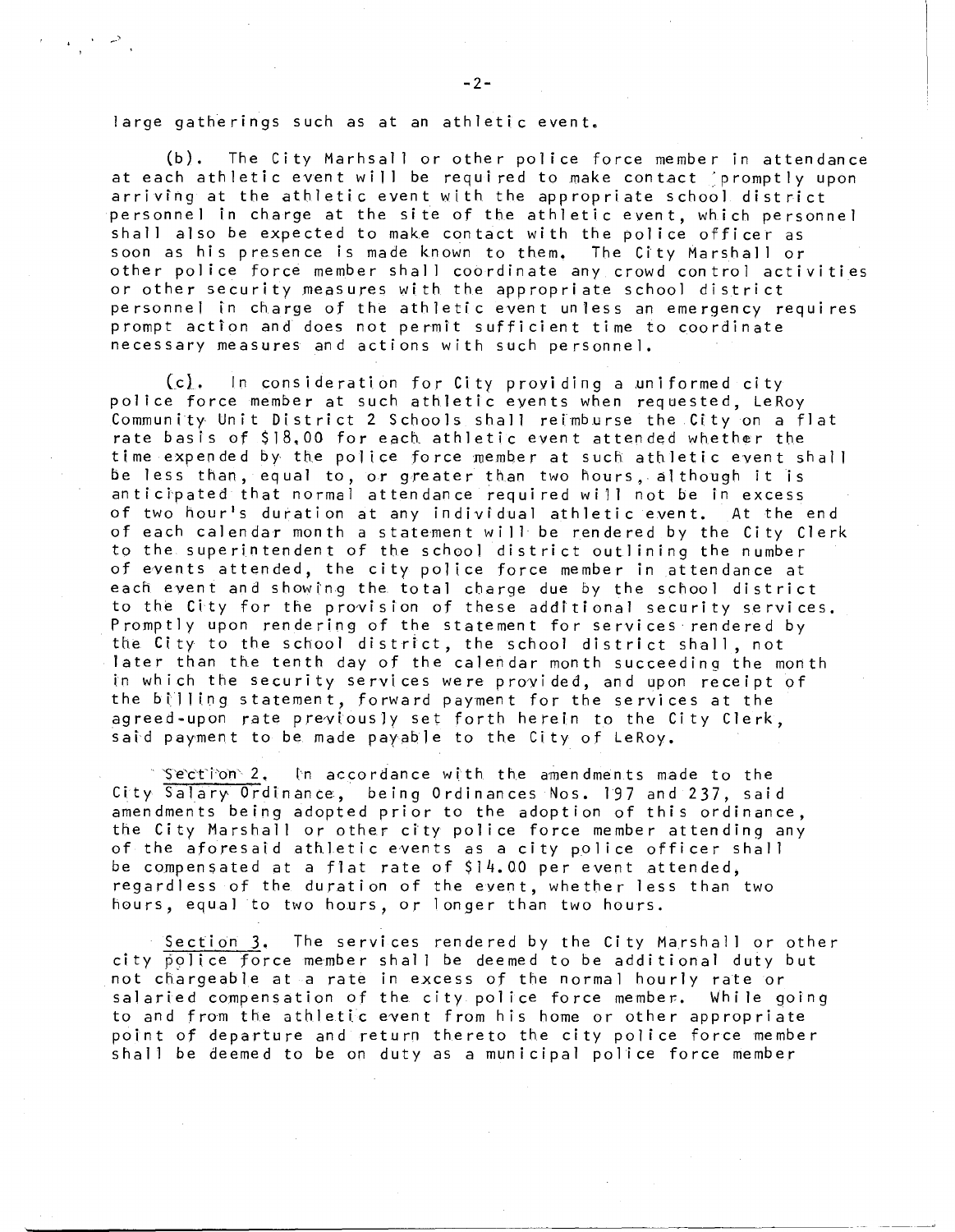large gatherings such as at an athletic event.

(b). The City Marhsall or other police force member in attendance at each athletic event will be required to make contact promptly upon arriving at the athletic event with the appropriate school district personnel in charge at the site of the athletic event, which personnel shall also be expected to make contact with the police officer as soon as his presence is made known to them. The City Marshall or other police force member shall coordinate any crowd control activities or other security measures with the appropriate school district personnel in charge of the athletic event unless an emergency requires prompt action and does not permit sufficient time to coordinate necessary measures and actions with such personnel.

(c). In consideration for City providing a uniformed city police force member at such athletic events when requested, LeRoy Community Unit District 2 Schools shall reimburse the City on a flat rate basis of $18.00 for each athletic event attended whether the time expended by the police force member at such athletic event shall be less than, equal to, or greater than two hours, although it is anticipated that normal attendance required will not be in excess of two hour's duration at any individual athletic event. At the end of each calendar month a statement will be rendered by the City Clerk to the superintendent of the school district outlining the number of events attended, the city police force member in attendance at each event and showing the total charge due by the school district to the City for the provision of these additional security services. Promptly upon rendering of the statement for services rendered by the City to the school district, the school district shall, not later than the tenth day of the calendar month succeeding the month in which the security services were provided, and upon receipt of the billing statement, forward payment for the services at the agreed-upon rate previously set forth herein to the City Clerk, said payment to be made payable to the City of LeRoy.

Section 2. In accordance with the amendments made to the City Salary Ordinance, being Ordinances Nos. 197 and 237, said amendments being adopted prior to the adoption of this ordinance, the City Marshall or other city police force member attending any of the aforesaid athletic events as a city police officer shall be compensated at a flat rate of $14.00 per event attended, regardless of the duration of the event, whether less than two hours, equal to two hours, or longer than two hours.

Section 3. The services rendered by the City Marshall or other city police force member shall be deemed to be additional duty but not chargeable at a rate in excess of the normal hourly rate or salaried compensation of the city police force member. While going to and from the athletic event from his home or other appropriate point of departure and return thereto the city police force member shall be deemed to be on duty as a municipal police force member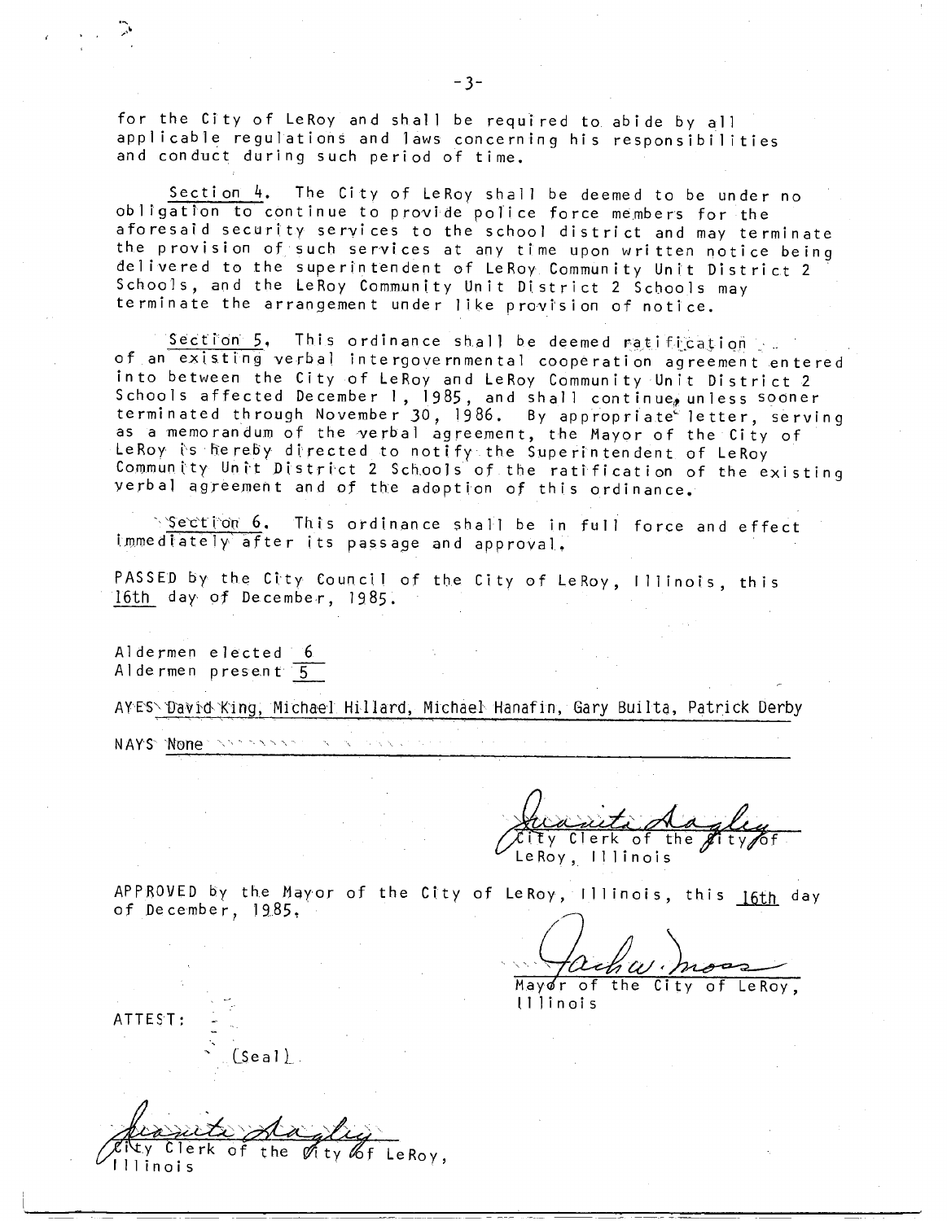for the City of LeRoy and shall be required to abide by all applicable regulations and laws concerning his responsibilities and conduct during such period of time.

Section 4. The City of LeRoy shall be deemed to be under no obligation to continue to provide police force members for the aforesaid security services to the school district and may terminate the provision of such services at any time upon written notice being delivered to the superintendent of LeRoy Community Unit District 2 Schools, and the LeRoy Community Unit District 2 Schools may terminate the arrangement under like provision of notice.

Section 5. This ordinance shall be deemed ratification of an existing verbal intergovernmental cooperation agreement entered into between the City of LeRoy and LeRoy Community Unit District 2 Schools affected December 1, 1985, and shall continue, unless sooner terminated through November 30, 1986. By appropriate letter, serving as a memorandum of the verbal agreement, the Mayor of the City of LeRoy is hereby directed to notify the Superintendent of LeRoy Community Unit District 2 Schools of the ratification of the existing verbal agreement and of the adoption of this ordinance.

Section 6. This ordinance shall be in full force and effect immediately after its passage and approval.

PASSED by the City Council of the City of LeRoy, Illinois, this 16th day of December, 1985.

Aldermen elected 6
Aldermen present 5

AYES David King, Michael Hillard, Michael Hanafin, Gary Builta, Patrick Derby

NAYS None

Juanita Dagley
City Clerk of the City of LeRoy, Illinois

APPROVED by the Mayor of the City of LeRoy, Illinois, this 16th day of December, 1985.

Jack W. Moss
Mayor of the City of LeRoy, Illinois

ATTEST:

(Seal)

Juanita Dagley
City Clerk of the City of LeRoy, Illinois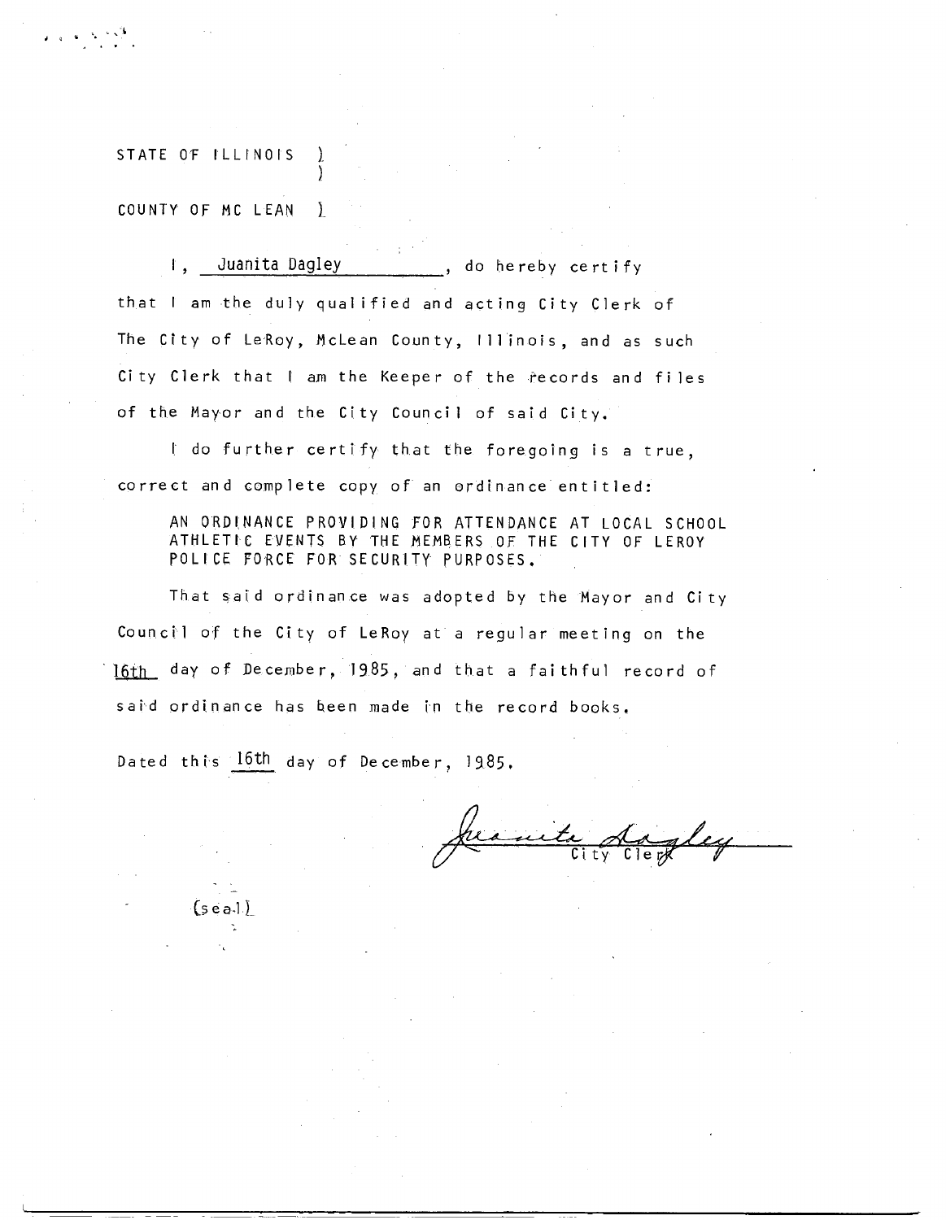STATE OF ILLINOIS )
)
COUNTY OF MC LEAN )

I, Juanita Dagley, do hereby certify that I am the duly qualified and acting City Clerk of The City of LeRoy, McLean County, Illinois, and as such City Clerk that I am the Keeper of the records and files of the Mayor and the City Council of said City.

I do further certify that the foregoing is a true, correct and complete copy of an ordinance entitled:

AN ORDINANCE PROVIDING FOR ATTENDANCE AT LOCAL SCHOOL ATHLETIC EVENTS BY THE MEMBERS OF THE CITY OF LEROY POLICE FORCE FOR SECURITY PURPOSES.

That said ordinance was adopted by the Mayor and City Council of the City of LeRoy at a regular meeting on the 16th day of December, 1985, and that a faithful record of said ordinance has been made in the record books.

Dated this 16th day of December, 1985.

Juanita Dagley
City Clerk

(seal)